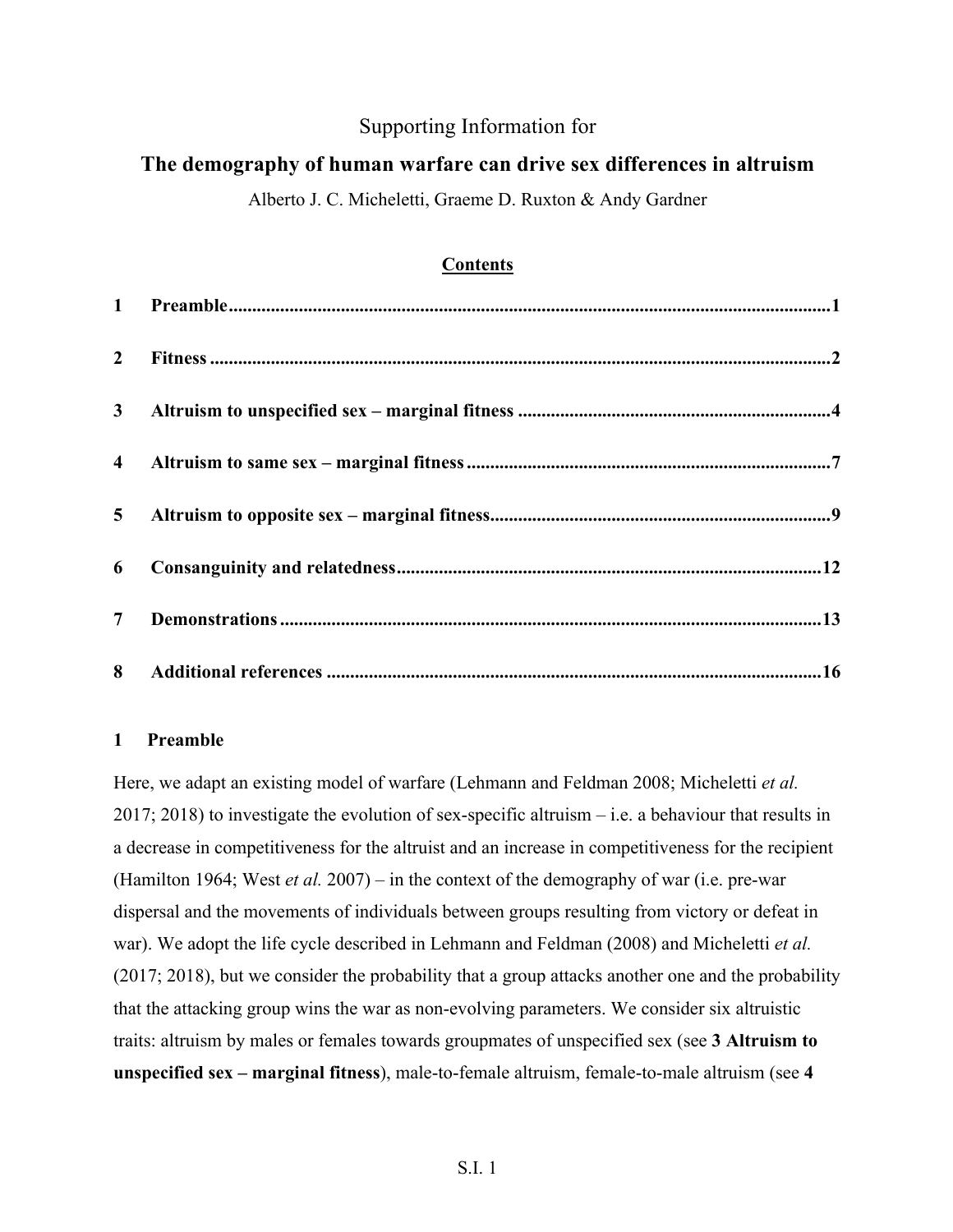Supporting Information for

# The demography of human warfare can drive sex differences in altruism

Alberto J. C. Micheletti, Graeme D. Ruxton & Andy Gardner

## Contents

| | | |
|---|---|---|
| **1** | **Preamble** | **1** |
| **2** | **Fitness** | **2** |
| **3** | **Altruism to unspecified sex – marginal fitness** | **4** |
| **4** | **Altruism to same sex – marginal fitness** | **7** |
| **5** | **Altruism to opposite sex – marginal fitness** | **9** |
| **6** | **Consanguinity and relatedness** | **12** |
| **7** | **Demonstrations** | **13** |
| **8** | **Additional references** | **16** |

## 1 Preamble

Here, we adapt an existing model of warfare (Lehmann and Feldman 2008; Micheletti *et al.* 2017; 2018) to investigate the evolution of sex-specific altruism – i.e. a behaviour that results in a decrease in competitiveness for the altruist and an increase in competitiveness for the recipient (Hamilton 1964; West *et al.* 2007) – in the context of the demography of war (i.e. pre-war dispersal and the movements of individuals between groups resulting from victory or defeat in war). We adopt the life cycle described in Lehmann and Feldman (2008) and Micheletti *et al.* (2017; 2018), but we consider the probability that a group attacks another one and the probability that the attacking group wins the war as non-evolving parameters. We consider six altruistic traits: altruism by males or females towards groupmates of unspecified sex (see **3 Altruism to unspecified sex – marginal fitness**), male-to-female altruism, female-to-male altruism (see **4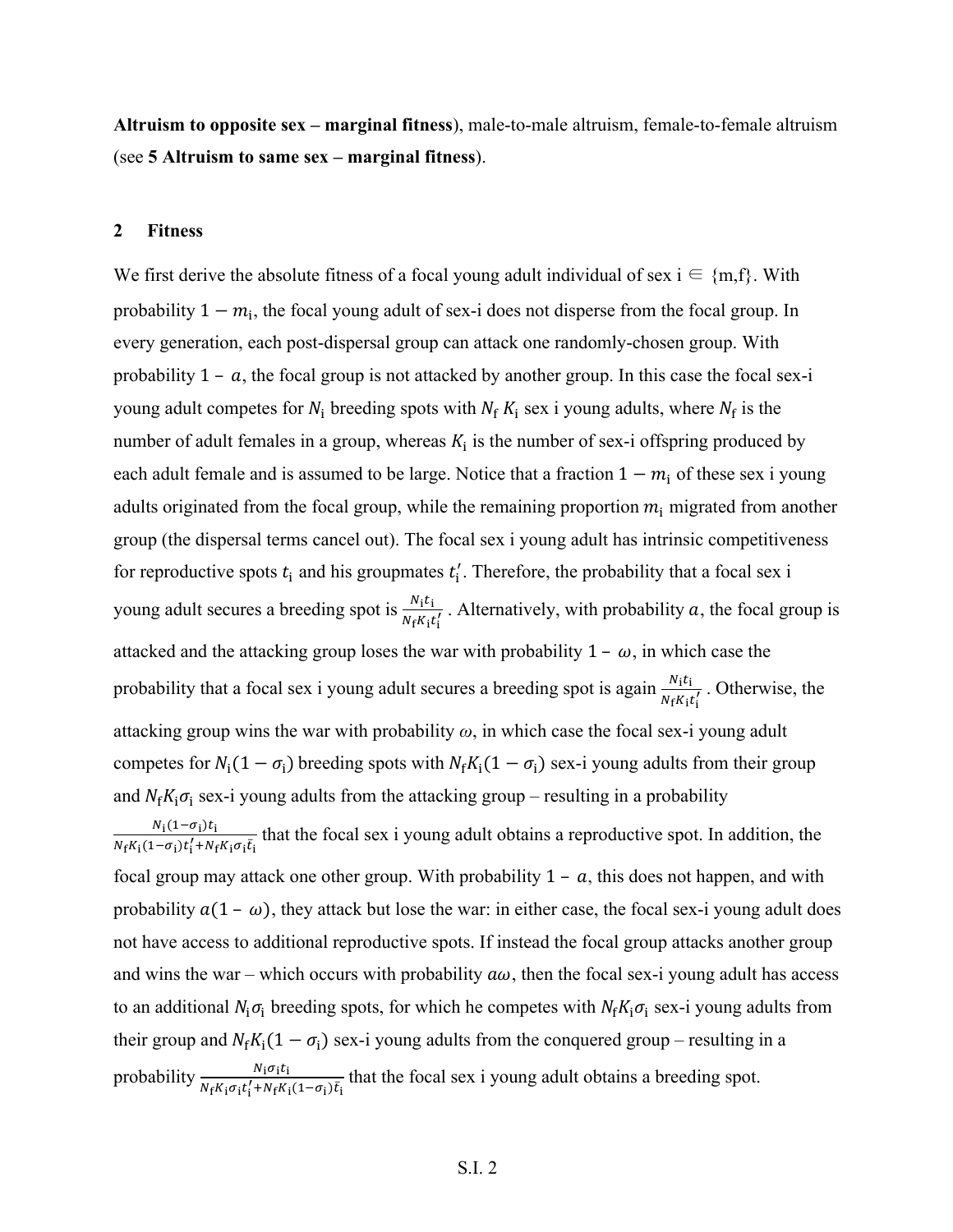**Altruism to opposite sex – marginal fitness**), male-to-male altruism, female-to-female altruism (see **5 Altruism to same sex – marginal fitness**).

## 2 Fitness

We first derive the absolute fitness of a focal young adult individual of sex i $\in$ {m,f}. With probability $1 - m_{\mathrm{i}}$, the focal young adult of sex-i does not disperse from the focal group. In every generation, each post-dispersal group can attack one randomly-chosen group. With probability $1 - a$, the focal group is not attacked by another group. In this case the focal sex-i young adult competes for $N_{\mathrm{i}}$ breeding spots with $N_{\mathrm{f}}\, K_{\mathrm{i}}$ sex i young adults, where $N_{\mathrm{f}}$ is the number of adult females in a group, whereas $K_{\mathrm{i}}$ is the number of sex-i offspring produced by each adult female and is assumed to be large. Notice that a fraction $1 - m_{\mathrm{i}}$ of these sex i young adults originated from the focal group, while the remaining proportion $m_{\mathrm{i}}$ migrated from another group (the dispersal terms cancel out). The focal sex i young adult has intrinsic competitiveness for reproductive spots $t_{\mathrm{i}}$ and his groupmates $t_{\mathrm{i}}'$. Therefore, the probability that a focal sex i young adult secures a breeding spot is $\frac{N_{\mathrm{i}} t_{\mathrm{i}}}{N_{\mathrm{f}} K_{\mathrm{i}} t_{\mathrm{i}}'}$. Alternatively, with probability $a$, the focal group is attacked and the attacking group loses the war with probability $1 - \omega$, in which case the probability that a focal sex i young adult secures a breeding spot is again $\frac{N_{\mathrm{i}} t_{\mathrm{i}}}{N_{\mathrm{f}} K_{\mathrm{i}} t_{\mathrm{i}}'}$. Otherwise, the attacking group wins the war with probability $\omega$, in which case the focal sex-i young adult competes for $N_{\mathrm{i}}(1 - \sigma_{\mathrm{i}})$ breeding spots with $N_{\mathrm{f}} K_{\mathrm{i}}(1 - \sigma_{\mathrm{i}})$ sex-i young adults from their group and $N_{\mathrm{f}} K_{\mathrm{i}} \sigma_{\mathrm{i}}$ sex-i young adults from the attacking group – resulting in a probability $\frac{N_{\mathrm{i}}(1-\sigma_{\mathrm{i}}) t_{\mathrm{i}}}{N_{\mathrm{f}} K_{\mathrm{i}}(1-\sigma_{\mathrm{i}}) t_{\mathrm{i}}' + N_{\mathrm{f}} K_{\mathrm{i}} \sigma_{\mathrm{i}} \bar{t}_{\mathrm{i}}}$ that the focal sex i young adult obtains a reproductive spot. In addition, the focal group may attack one other group. With probability $1 - a$, this does not happen, and with probability $a(1 - \omega)$, they attack but lose the war: in either case, the focal sex-i young adult does not have access to additional reproductive spots. If instead the focal group attacks another group and wins the war – which occurs with probability $a\omega$, then the focal sex-i young adult has access to an additional $N_{\mathrm{i}} \sigma_{\mathrm{i}}$ breeding spots, for which he competes with $N_{\mathrm{f}} K_{\mathrm{i}} \sigma_{\mathrm{i}}$ sex-i young adults from their group and $N_{\mathrm{f}} K_{\mathrm{i}}(1 - \sigma_{\mathrm{i}})$ sex-i young adults from the conquered group – resulting in a probability $\frac{N_{\mathrm{i}} \sigma_{\mathrm{i}} t_{\mathrm{i}}}{N_{\mathrm{f}} K_{\mathrm{i}} \sigma_{\mathrm{i}} t_{\mathrm{i}}' + N_{\mathrm{f}} K_{\mathrm{i}}(1-\sigma_{\mathrm{i}}) \bar{t}_{\mathrm{i}}}$ that the focal sex i young adult obtains a breeding spot.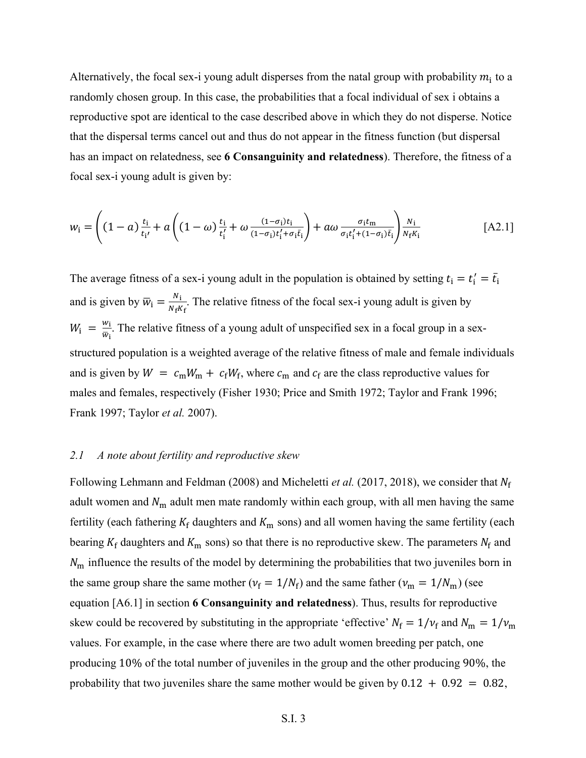Alternatively, the focal sex-i young adult disperses from the natal group with probability $m_\mathrm{i}$ to a randomly chosen group. In this case, the probabilities that a focal individual of sex i obtains a reproductive spot are identical to the case described above in which they do not disperse. Notice that the dispersal terms cancel out and thus do not appear in the fitness function (but dispersal has an impact on relatedness, see **6 Consanguinity and relatedness**). Therefore, the fitness of a focal sex-i young adult is given by:

$$w_\mathrm{i} = \left( (1-a)\frac{t_\mathrm{i}}{t_{\mathrm{i}'}} + a\left( (1-\omega)\frac{t_\mathrm{i}}{t_\mathrm{i}'} + \omega\frac{(1-\sigma_\mathrm{i})t_\mathrm{i}}{(1-\sigma_\mathrm{i})t_\mathrm{i}' + \sigma_\mathrm{i}\bar{t}_\mathrm{i}} \right) + a\omega\frac{\sigma_\mathrm{i} t_\mathrm{m}}{\sigma_\mathrm{i} t_\mathrm{i}' + (1-\sigma_\mathrm{i})\bar{t}_\mathrm{i}} \right) \frac{N_\mathrm{i}}{N_\mathrm{f} K_\mathrm{i}} \quad \text{[A2.1]}$$

The average fitness of a sex-i young adult in the population is obtained by setting $t_\mathrm{i} = t_\mathrm{i}' = \bar{t}_\mathrm{i}$ and is given by $\bar{w}_\mathrm{i} = \frac{N_\mathrm{i}}{N_\mathrm{f} K_\mathrm{f}}$. The relative fitness of the focal sex-i young adult is given by $W_\mathrm{i} = \frac{w_\mathrm{i}}{\bar{w}_\mathrm{i}}$. The relative fitness of a young adult of unspecified sex in a focal group in a sex-structured population is a weighted average of the relative fitness of male and female individuals and is given by $W = c_\mathrm{m} W_\mathrm{m} + c_\mathrm{f} W_\mathrm{f}$, where $c_\mathrm{m}$ and $c_\mathrm{f}$ are the class reproductive values for males and females, respectively (Fisher 1930; Price and Smith 1972; Taylor and Frank 1996; Frank 1997; Taylor *et al.* 2007).

### *2.1 A note about fertility and reproductive skew*

Following Lehmann and Feldman (2008) and Micheletti *et al.* (2017, 2018), we consider that $N_\mathrm{f}$ adult women and $N_\mathrm{m}$ adult men mate randomly within each group, with all men having the same fertility (each fathering $K_\mathrm{f}$ daughters and $K_\mathrm{m}$ sons) and all women having the same fertility (each bearing $K_\mathrm{f}$ daughters and $K_\mathrm{m}$ sons) so that there is no reproductive skew. The parameters $N_\mathrm{f}$ and $N_\mathrm{m}$ influence the results of the model by determining the probabilities that two juveniles born in the same group share the same mother ($\nu_\mathrm{f} = 1/N_\mathrm{f}$) and the same father ($\nu_\mathrm{m} = 1/N_\mathrm{m}$) (see equation [A6.1] in section **6 Consanguinity and relatedness**). Thus, results for reproductive skew could be recovered by substituting in the appropriate 'effective' $N_\mathrm{f} = 1/\nu_\mathrm{f}$ and $N_\mathrm{m} = 1/\nu_\mathrm{m}$ values. For example, in the case where there are two adult women breeding per patch, one producing 10% of the total number of juveniles in the group and the other producing 90%, the probability that two juveniles share the same mother would be given by $0.1^2 + 0.9^2 = 0.82$,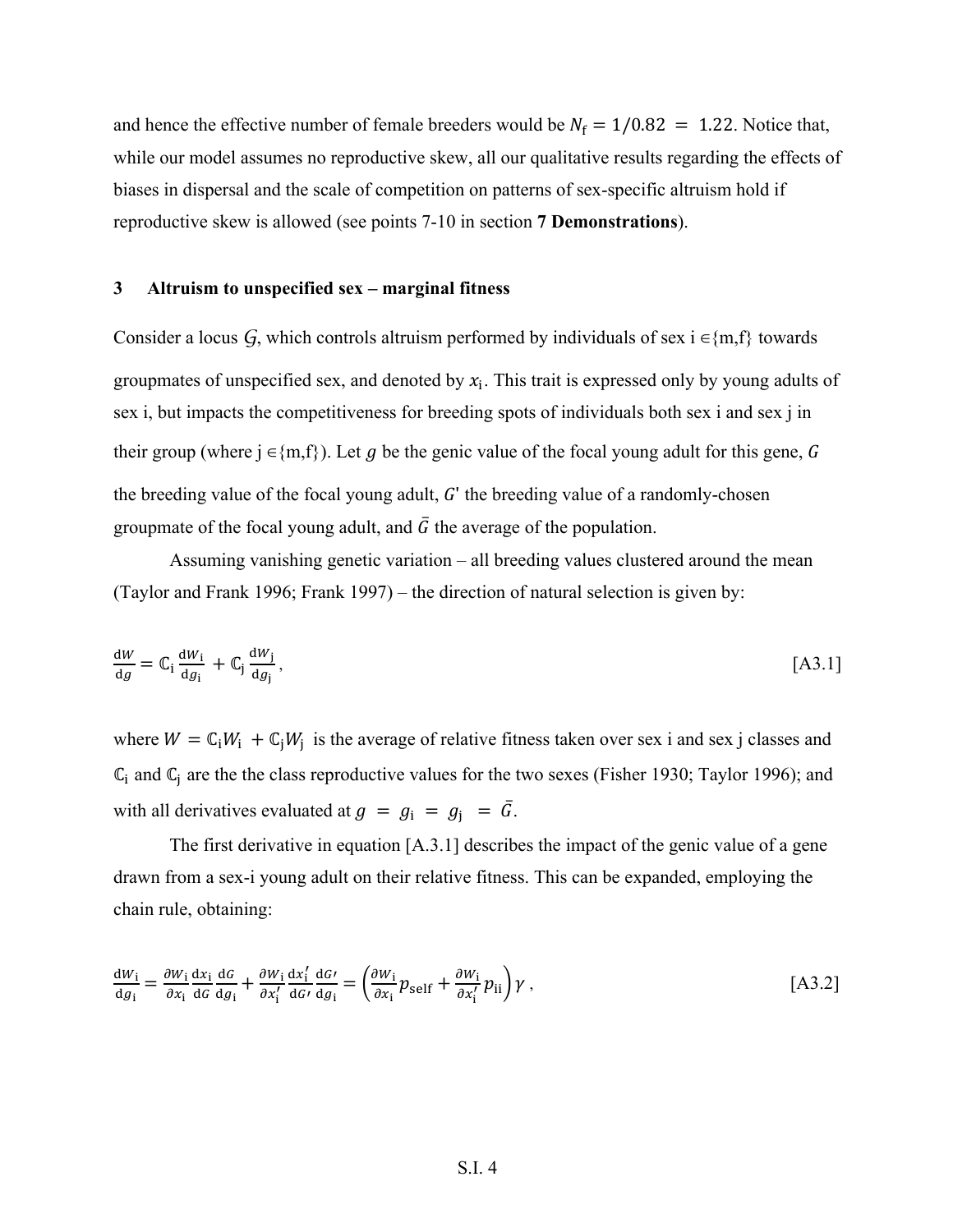and hence the effective number of female breeders would be $N_\mathrm{f} = 1/0.82 = 1.22$. Notice that, while our model assumes no reproductive skew, all our qualitative results regarding the effects of biases in dispersal and the scale of competition on patterns of sex-specific altruism hold if reproductive skew is allowed (see points 7-10 in section **7 Demonstrations**).

## 3 Altruism to unspecified sex – marginal fitness

Consider a locus $\mathcal{G}$, which controls altruism performed by individuals of sex i $\in$\{m,f\} towards groupmates of unspecified sex, and denoted by $x_\mathrm{i}$. This trait is expressed only by young adults of sex i, but impacts the competitiveness for breeding spots of individuals both sex i and sex j in their group (where j $\in$\{m,f\}). Let $g$ be the genic value of the focal young adult for this gene, $G$ the breeding value of the focal young adult, $G'$ the breeding value of a randomly-chosen groupmate of the focal young adult, and $\bar{G}$ the average of the population.

Assuming vanishing genetic variation – all breeding values clustered around the mean (Taylor and Frank 1996; Frank 1997) – the direction of natural selection is given by:

$$\frac{\mathrm{d}W}{\mathrm{d}g} = \mathbb{C}_\mathrm{i}\frac{\mathrm{d}W_\mathrm{i}}{\mathrm{d}g_\mathrm{i}} + \mathbb{C}_\mathrm{j}\frac{\mathrm{d}W_\mathrm{j}}{\mathrm{d}g_\mathrm{j}}, \qquad \text{[A3.1]}$$

where $W = \mathbb{C}_\mathrm{i}W_\mathrm{i} + \mathbb{C}_\mathrm{j}W_\mathrm{j}$ is the average of relative fitness taken over sex i and sex j classes and $\mathbb{C}_\mathrm{i}$ and $\mathbb{C}_\mathrm{j}$ are the the class reproductive values for the two sexes (Fisher 1930; Taylor 1996); and with all derivatives evaluated at $g = g_\mathrm{i} = g_\mathrm{j} = \bar{G}$.

The first derivative in equation [A.3.1] describes the impact of the genic value of a gene drawn from a sex-i young adult on their relative fitness. This can be expanded, employing the chain rule, obtaining:

$$\frac{\mathrm{d}W_\mathrm{i}}{\mathrm{d}g_\mathrm{i}} = \frac{\partial W_\mathrm{i}}{\partial x_\mathrm{i}}\frac{\mathrm{d}x_\mathrm{i}}{\mathrm{d}G}\frac{\mathrm{d}G}{\mathrm{d}g_\mathrm{i}} + \frac{\partial W_\mathrm{i}}{\partial x_\mathrm{i}'}\frac{\mathrm{d}x_\mathrm{i}'}{\mathrm{d}G'}\frac{\mathrm{d}G'}{\mathrm{d}g_\mathrm{i}} = \left(\frac{\partial W_\mathrm{i}}{\partial x_\mathrm{i}}p_\mathrm{self} + \frac{\partial W_\mathrm{i}}{\partial x_\mathrm{i}'}p_\mathrm{ii}\right)\gamma\,, \qquad \text{[A3.2]}$$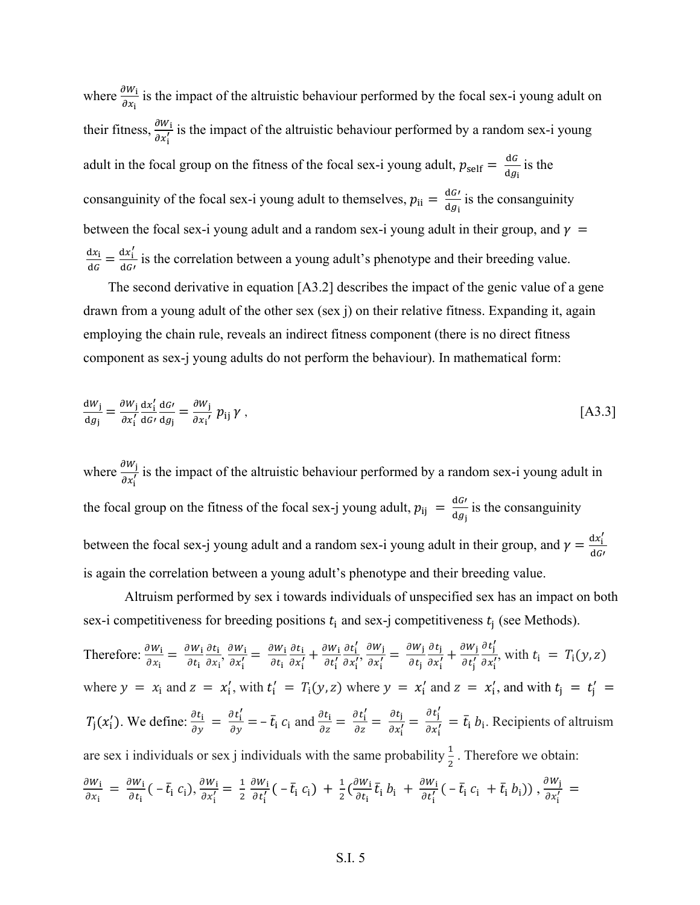where $\frac{\partial W_\mathrm{i}}{\partial x_\mathrm{i}}$ is the impact of the altruistic behaviour performed by the focal sex-i young adult on their fitness, $\frac{\partial W_\mathrm{i}}{\partial x_\mathrm{i}'}$ is the impact of the altruistic behaviour performed by a random sex-i young adult in the focal group on the fitness of the focal sex-i young adult, $p_\mathrm{self} = \frac{\mathrm{d}G}{\mathrm{d}g_\mathrm{i}}$ is the consanguinity of the focal sex-i young adult to themselves, $p_\mathrm{ii} = \frac{\mathrm{d}G\prime}{\mathrm{d}g_\mathrm{i}}$ is the consanguinity between the focal sex-i young adult and a random sex-i young adult in their group, and $\gamma = \frac{\mathrm{d}x_\mathrm{i}}{\mathrm{d}G} = \frac{\mathrm{d}x_\mathrm{i}'}{\mathrm{d}G\prime}$ is the correlation between a young adult's phenotype and their breeding value.

The second derivative in equation [A3.2] describes the impact of the genic value of a gene drawn from a young adult of the other sex (sex j) on their relative fitness. Expanding it, again employing the chain rule, reveals an indirect fitness component (there is no direct fitness component as sex-j young adults do not perform the behaviour). In mathematical form:

$$\frac{\mathrm{d}W_\mathrm{j}}{\mathrm{d}g_\mathrm{j}} = \frac{\partial W_\mathrm{j}}{\partial x_\mathrm{i}'}\frac{\mathrm{d}x_\mathrm{i}'}{\mathrm{d}G\prime}\frac{\mathrm{d}G\prime}{\mathrm{d}g_\mathrm{j}} = \frac{\partial W_\mathrm{j}}{\partial x_\mathrm{i}'}\, p_\mathrm{ij}\,\gamma\,, \tag{A3.3}$$

where $\frac{\partial W_\mathrm{j}}{\partial x_\mathrm{i}'}$ is the impact of the altruistic behaviour performed by a random sex-i young adult in the focal group on the fitness of the focal sex-j young adult, $p_\mathrm{ij} = \frac{\mathrm{d}G\prime}{\mathrm{d}g_\mathrm{j}}$ is the consanguinity between the focal sex-j young adult and a random sex-i young adult in their group, and $\gamma = \frac{\mathrm{d}x_\mathrm{i}'}{\mathrm{d}G\prime}$ is again the correlation between a young adult's phenotype and their breeding value.

Altruism performed by sex i towards individuals of unspecified sex has an impact on both sex-i competitiveness for breeding positions $t_\mathrm{i}$ and sex-j competitiveness $t_\mathrm{j}$ (see Methods). Therefore: $\frac{\partial W_\mathrm{i}}{\partial x_\mathrm{i}} = \frac{\partial W_\mathrm{i}}{\partial t_\mathrm{i}}\frac{\partial t_\mathrm{i}}{\partial x_\mathrm{i}}$, $\frac{\partial W_\mathrm{i}}{\partial x_\mathrm{i}'} = \frac{\partial W_\mathrm{i}}{\partial t_\mathrm{i}}\frac{\partial t_\mathrm{i}}{\partial x_\mathrm{i}'} + \frac{\partial W_\mathrm{i}}{\partial t_\mathrm{i}'}\frac{\partial t_\mathrm{i}'}{\partial x_\mathrm{i}'}$, $\frac{\partial W_\mathrm{j}}{\partial x_\mathrm{i}'} = \frac{\partial W_\mathrm{j}}{\partial t_\mathrm{j}}\frac{\partial t_\mathrm{j}}{\partial x_\mathrm{i}'} + \frac{\partial W_\mathrm{j}}{\partial t_\mathrm{j}'}\frac{\partial t_\mathrm{j}'}{\partial x_\mathrm{i}'}$, with $t_\mathrm{i} = T_\mathrm{i}(y, z)$ where $y = x_\mathrm{i}$ and $z = x_\mathrm{i}'$, with $t_\mathrm{i}' = T_\mathrm{i}(y, z)$ where $y = x_\mathrm{i}'$ and $z = x_\mathrm{i}'$, and with $t_\mathrm{j} = t_\mathrm{j}' = T_\mathrm{j}(x_\mathrm{i}')$. We define: $\frac{\partial t_\mathrm{i}}{\partial y} = \frac{\partial t_\mathrm{i}'}{\partial y} = -\bar{t}_\mathrm{i}\, c_\mathrm{i}$ and $\frac{\partial t_\mathrm{i}}{\partial z} = \frac{\partial t_\mathrm{i}'}{\partial z} = \frac{\partial t_\mathrm{j}}{\partial x_\mathrm{i}'} = \frac{\partial t_\mathrm{j}'}{\partial x_\mathrm{i}'} = \bar{t}_\mathrm{i}\, b_\mathrm{i}$. Recipients of altruism are sex i individuals or sex j individuals with the same probability $\frac{1}{2}$. Therefore we obtain: $\frac{\partial W_\mathrm{i}}{\partial x_\mathrm{i}} = \frac{\partial W_\mathrm{i}}{\partial t_\mathrm{i}}(-\bar{t}_\mathrm{i}\, c_\mathrm{i})$, $\frac{\partial W_\mathrm{i}}{\partial x_\mathrm{i}'} = \frac{1}{2}\frac{\partial W_\mathrm{i}}{\partial t_\mathrm{i}'}(-\bar{t}_\mathrm{i}\, c_\mathrm{i}) + \frac{1}{2}(\frac{\partial W_\mathrm{i}}{\partial t_\mathrm{i}}\bar{t}_\mathrm{i}\, b_\mathrm{i} + \frac{\partial W_\mathrm{i}}{\partial t_\mathrm{i}'}(-\bar{t}_\mathrm{i}\, c_\mathrm{i} + \bar{t}_\mathrm{i}\, b_\mathrm{i}))$, $\frac{\partial W_\mathrm{j}}{\partial x_\mathrm{i}'} =$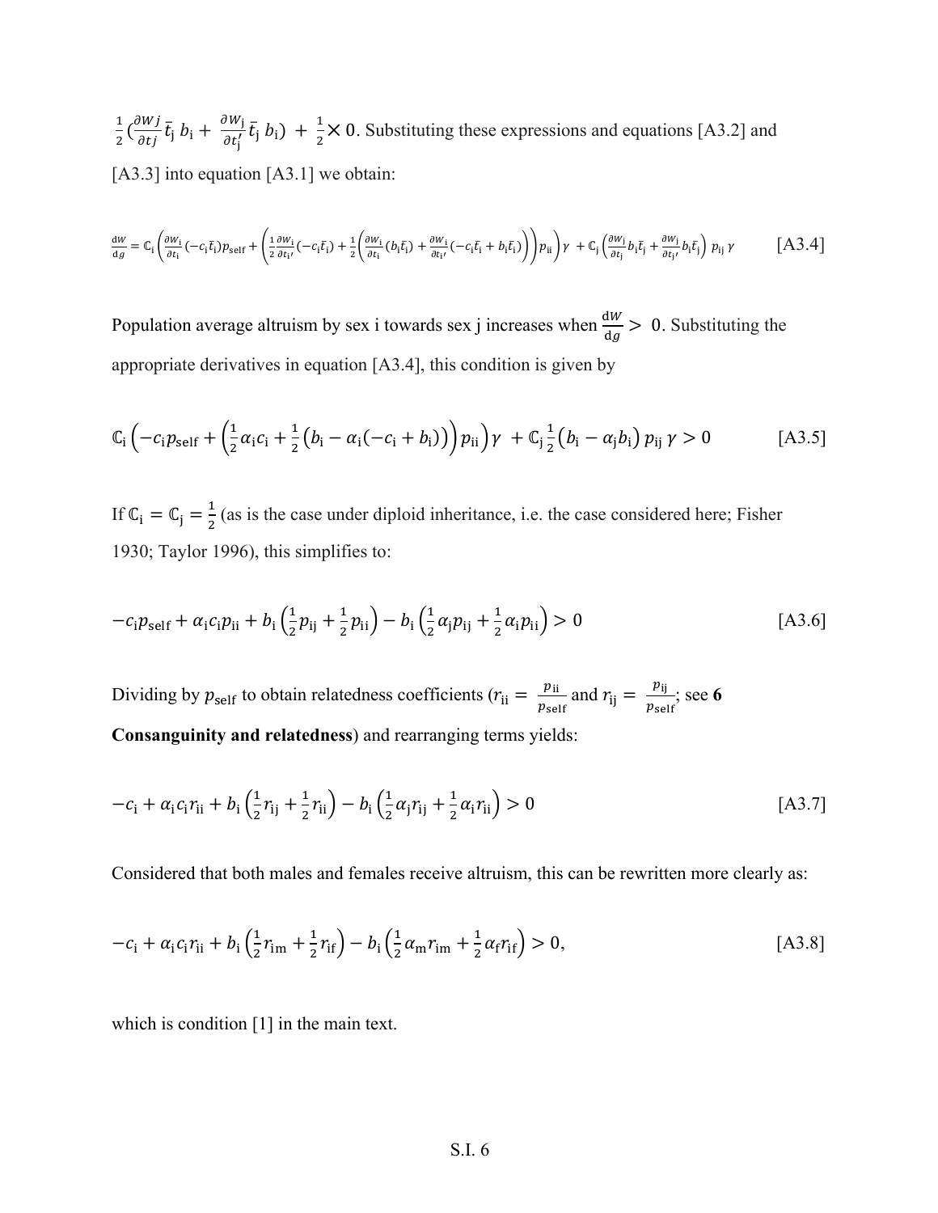$\frac{1}{2}(\frac{\partial W j}{\partial t j}\bar{t}_j\, b_i + \frac{\partial W_j}{\partial t_j'}\bar{t}_j\, b_i) + \frac{1}{2}\times 0$. Substituting these expressions and equations [A3.2] and [A3.3] into equation [A3.1] we obtain:

$$\frac{dW}{dg} = \mathbb{C}_i\left(\frac{\partial W_i}{\partial t_i}(-c_i\bar{t}_i)p_{self} + \left(\frac{1}{2}\frac{\partial W_i}{\partial t_{i'}}(-c_i\bar{t}_i) + \frac{1}{2}\left(\frac{\partial W_i}{\partial t_i}(b_i\bar{t}_i) + \frac{\partial W_i}{\partial t_{i'}}(-c_i\bar{t}_i + b_i\bar{t}_i)\right)\right)p_{ii}\right)\gamma + \mathbb{C}_j\left(\frac{\partial W_j}{\partial t_j}b_i\bar{t}_j + \frac{\partial W_j}{\partial t_{j'}}b_i\bar{t}_j\right)p_{ij}\,\gamma \qquad \text{[A3.4]}$$

Population average altruism by sex i towards sex j increases when $\frac{dW}{dg} > 0$. Substituting the appropriate derivatives in equation [A3.4], this condition is given by

$$\mathbb{C}_i\left(-c_i p_{self} + \left(\frac{1}{2}\alpha_i c_i + \frac{1}{2}\left(b_i - \alpha_i(-c_i + b_i)\right)\right)p_{ii}\right)\gamma + \mathbb{C}_j\frac{1}{2}\left(b_i - \alpha_j b_i\right)p_{ij}\,\gamma > 0 \qquad \text{[A3.5]}$$

If $\mathbb{C}_i = \mathbb{C}_j = \frac{1}{2}$ (as is the case under diploid inheritance, i.e. the case considered here; Fisher 1930; Taylor 1996), this simplifies to:

$$-c_i p_{self} + \alpha_i c_i p_{ii} + b_i\left(\frac{1}{2}p_{ij} + \frac{1}{2}p_{ii}\right) - b_i\left(\frac{1}{2}\alpha_j p_{ij} + \frac{1}{2}\alpha_i p_{ii}\right) > 0 \qquad \text{[A3.6]}$$

Dividing by $p_{self}$ to obtain relatedness coefficients ($r_{ii} = \frac{p_{ii}}{p_{self}}$ and $r_{ij} = \frac{p_{ij}}{p_{self}}$; see **6 Consanguinity and relatedness**) and rearranging terms yields:

$$-c_i + \alpha_i c_i r_{ii} + b_i\left(\frac{1}{2}r_{ij} + \frac{1}{2}r_{ii}\right) - b_i\left(\frac{1}{2}\alpha_j r_{ij} + \frac{1}{2}\alpha_i r_{ii}\right) > 0 \qquad \text{[A3.7]}$$

Considered that both males and females receive altruism, this can be rewritten more clearly as:

$$-c_i + \alpha_i c_i r_{ii} + b_i\left(\frac{1}{2}r_{im} + \frac{1}{2}r_{if}\right) - b_i\left(\frac{1}{2}\alpha_m r_{im} + \frac{1}{2}\alpha_f r_{if}\right) > 0, \qquad \text{[A3.8]}$$

which is condition [1] in the main text.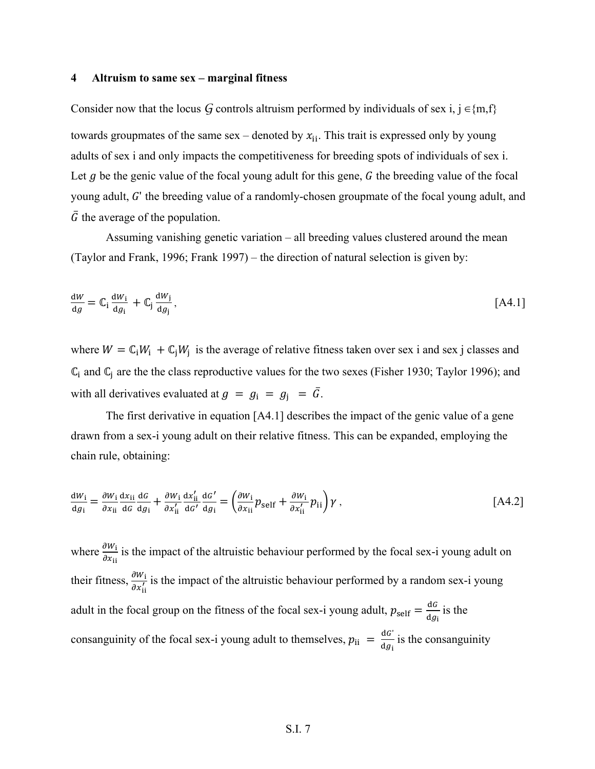## 4 Altruism to same sex – marginal fitness

Consider now that the locus $\mathcal{G}$ controls altruism performed by individuals of sex i, j $\in$\{m,f\} towards groupmates of the same sex – denoted by $x_{\text{ii}}$. This trait is expressed only by young adults of sex i and only impacts the competitiveness for breeding spots of individuals of sex i. Let $g$ be the genic value of the focal young adult for this gene, $G$ the breeding value of the focal young adult, $G'$ the breeding value of a randomly-chosen groupmate of the focal young adult, and $\bar{G}$ the average of the population.

Assuming vanishing genetic variation – all breeding values clustered around the mean (Taylor and Frank, 1996; Frank 1997) – the direction of natural selection is given by:

$$\frac{\mathrm{d}W}{\mathrm{d}g} = \mathbb{C}_{\text{i}}\frac{\mathrm{d}W_{\text{i}}}{\mathrm{d}g_{\text{i}}} + \mathbb{C}_{\text{j}}\frac{\mathrm{d}W_{\text{j}}}{\mathrm{d}g_{\text{j}}}, \qquad \text{[A4.1]}$$

where $W = \mathbb{C}_{\text{i}}W_{\text{i}} + \mathbb{C}_{\text{j}}W_{\text{j}}$ is the average of relative fitness taken over sex i and sex j classes and $\mathbb{C}_{\text{i}}$ and $\mathbb{C}_{\text{j}}$ are the the class reproductive values for the two sexes (Fisher 1930; Taylor 1996); and with all derivatives evaluated at $g = g_{\text{i}} = g_{\text{j}} = \bar{G}$.

The first derivative in equation [A4.1] describes the impact of the genic value of a gene drawn from a sex-i young adult on their relative fitness. This can be expanded, employing the chain rule, obtaining:

$$\frac{\mathrm{d}W_{\text{i}}}{\mathrm{d}g_{\text{i}}} = \frac{\partial W_{\text{i}}}{\partial x_{\text{ii}}}\frac{\mathrm{d}x_{\text{ii}}}{\mathrm{d}G}\frac{\mathrm{d}G}{\mathrm{d}g_{\text{i}}} + \frac{\partial W_{\text{i}}}{\partial x'_{\text{ii}}}\frac{\mathrm{d}x'_{\text{ii}}}{\mathrm{d}G'}\frac{\mathrm{d}G'}{\mathrm{d}g_{\text{i}}} = \left(\frac{\partial W_{\text{i}}}{\partial x_{\text{ii}}}p_{\text{self}} + \frac{\partial W_{\text{i}}}{\partial x'_{\text{ii}}}p_{\text{ii}}\right)\gamma\,, \qquad \text{[A4.2]}$$

where $\frac{\partial W_{\text{i}}}{\partial x_{\text{ii}}}$ is the impact of the altruistic behaviour performed by the focal sex-i young adult on their fitness, $\frac{\partial W_{\text{i}}}{\partial x'_{\text{ii}}}$ is the impact of the altruistic behaviour performed by a random sex-i young adult in the focal group on the fitness of the focal sex-i young adult, $p_{\text{self}} = \frac{\mathrm{d}G}{\mathrm{d}g_{\text{i}}}$ is the consanguinity of the focal sex-i young adult to themselves, $p_{\text{ii}} = \frac{\mathrm{d}G'}{\mathrm{d}g_{\text{i}}}$ is the consanguinity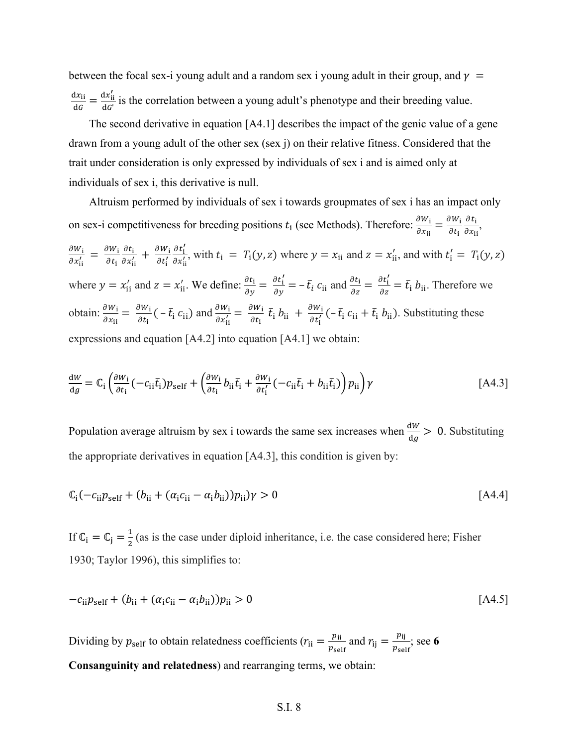between the focal sex-i young adult and a random sex i young adult in their group, and $\gamma = \frac{\mathrm{d}x_{\mathrm{ii}}}{\mathrm{d}G} = \frac{\mathrm{d}x'_{\mathrm{ii}}}{\mathrm{d}G'}$ is the correlation between a young adult's phenotype and their breeding value.

The second derivative in equation [A4.1] describes the impact of the genic value of a gene drawn from a young adult of the other sex (sex j) on their relative fitness. Considered that the trait under consideration is only expressed by individuals of sex i and is aimed only at individuals of sex i, this derivative is null.

Altruism performed by individuals of sex i towards groupmates of sex i has an impact only on sex-i competitiveness for breeding positions $t_{\mathrm{i}}$ (see Methods). Therefore: $\frac{\partial W_{\mathrm{i}}}{\partial x_{\mathrm{ii}}} = \frac{\partial W_{\mathrm{i}}}{\partial t_{\mathrm{i}}} \frac{\partial t_{\mathrm{i}}}{\partial x_{\mathrm{ii}}}$, $\frac{\partial W_{\mathrm{i}}}{\partial x'_{\mathrm{ii}}} = \frac{\partial W_{\mathrm{i}}}{\partial t_{\mathrm{i}}} \frac{\partial t_{\mathrm{i}}}{\partial x'_{\mathrm{ii}}} + \frac{\partial W_{\mathrm{i}}}{\partial t'_{\mathrm{i}}} \frac{\partial t'_{\mathrm{i}}}{\partial x'_{\mathrm{ii}}}$, with $t_{\mathrm{i}} = T_{\mathrm{i}}(y, z)$ where $y = x_{\mathrm{ii}}$ and $z = x'_{\mathrm{ii}}$, and with $t'_{\mathrm{i}} = T_{\mathrm{i}}(y, z)$ where $y = x'_{\mathrm{ii}}$ and $z = x'_{\mathrm{ii}}$. We define: $\frac{\partial t_{\mathrm{i}}}{\partial y} = \frac{\partial t'_{\mathrm{i}}}{\partial y} = -\bar{t}_i\, c_{\mathrm{ii}}$ and $\frac{\partial t_{\mathrm{i}}}{\partial z} = \frac{\partial t'_{\mathrm{i}}}{\partial z} = \bar{t}_{\mathrm{i}}\, b_{\mathrm{ii}}$. Therefore we obtain: $\frac{\partial W_{\mathrm{i}}}{\partial x_{\mathrm{ii}}} = \frac{\partial W_{\mathrm{i}}}{\partial t_{\mathrm{i}}}(-\bar{t}_{\mathrm{i}}\, c_{\mathrm{ii}})$ and $\frac{\partial W_{\mathrm{i}}}{\partial x'_{\mathrm{ii}}} = \frac{\partial W_{\mathrm{i}}}{\partial t_{\mathrm{i}}}\, \bar{t}_{\mathrm{i}}\, b_{\mathrm{ii}} + \frac{\partial W_{\mathrm{i}}}{\partial t'_{\mathrm{i}}}(-\bar{t}_{\mathrm{i}}\, c_{\mathrm{ii}} + \bar{t}_{\mathrm{i}}\, b_{\mathrm{ii}})$. Substituting these expressions and equation [A4.2] into equation [A4.1] we obtain:

$$\frac{\mathrm{d}W}{\mathrm{d}g} = \mathbb{C}_{\mathrm{i}}\left(\frac{\partial W_{\mathrm{i}}}{\partial t_{\mathrm{i}}}(-c_{\mathrm{ii}}\bar{t}_{\mathrm{i}})p_{\mathrm{self}} + \left(\frac{\partial W_{\mathrm{i}}}{\partial t_{\mathrm{i}}} b_{\mathrm{ii}}\bar{t}_{\mathrm{i}} + \frac{\partial W_{\mathrm{i}}}{\partial t'_{\mathrm{i}}}(-c_{\mathrm{ii}}\bar{t}_{\mathrm{i}} + b_{\mathrm{ii}}\bar{t}_{\mathrm{i}})\right)p_{\mathrm{ii}}\right)\gamma \qquad \text{[A4.3]}$$

Population average altruism by sex i towards the same sex increases when $\frac{\mathrm{d}W}{\mathrm{d}g} > 0$. Substituting the appropriate derivatives in equation [A4.3], this condition is given by:

$$\mathbb{C}_{\mathrm{i}}(-c_{\mathrm{ii}}p_{\mathrm{self}} + (b_{\mathrm{ii}} + (\alpha_{\mathrm{i}}c_{\mathrm{ii}} - \alpha_{\mathrm{i}}b_{\mathrm{ii}}))p_{\mathrm{ii}})\gamma > 0 \qquad \text{[A4.4]}$$

If $\mathbb{C}_{\mathrm{i}} = \mathbb{C}_{\mathrm{j}} = \frac{1}{2}$ (as is the case under diploid inheritance, i.e. the case considered here; Fisher 1930; Taylor 1996), this simplifies to:

$$-c_{\mathrm{ii}}p_{\mathrm{self}} + (b_{\mathrm{ii}} + (\alpha_{\mathrm{i}}c_{\mathrm{ii}} - \alpha_{\mathrm{i}}b_{\mathrm{ii}}))p_{\mathrm{ii}} > 0 \qquad \text{[A4.5]}$$

Dividing by $p_{\mathrm{self}}$ to obtain relatedness coefficients ($r_{\mathrm{ii}} = \frac{p_{\mathrm{ii}}}{p_{\mathrm{self}}}$ and $r_{\mathrm{ij}} = \frac{p_{\mathrm{ij}}}{p_{\mathrm{self}}}$; see **6 Consanguinity and relatedness**) and rearranging terms, we obtain: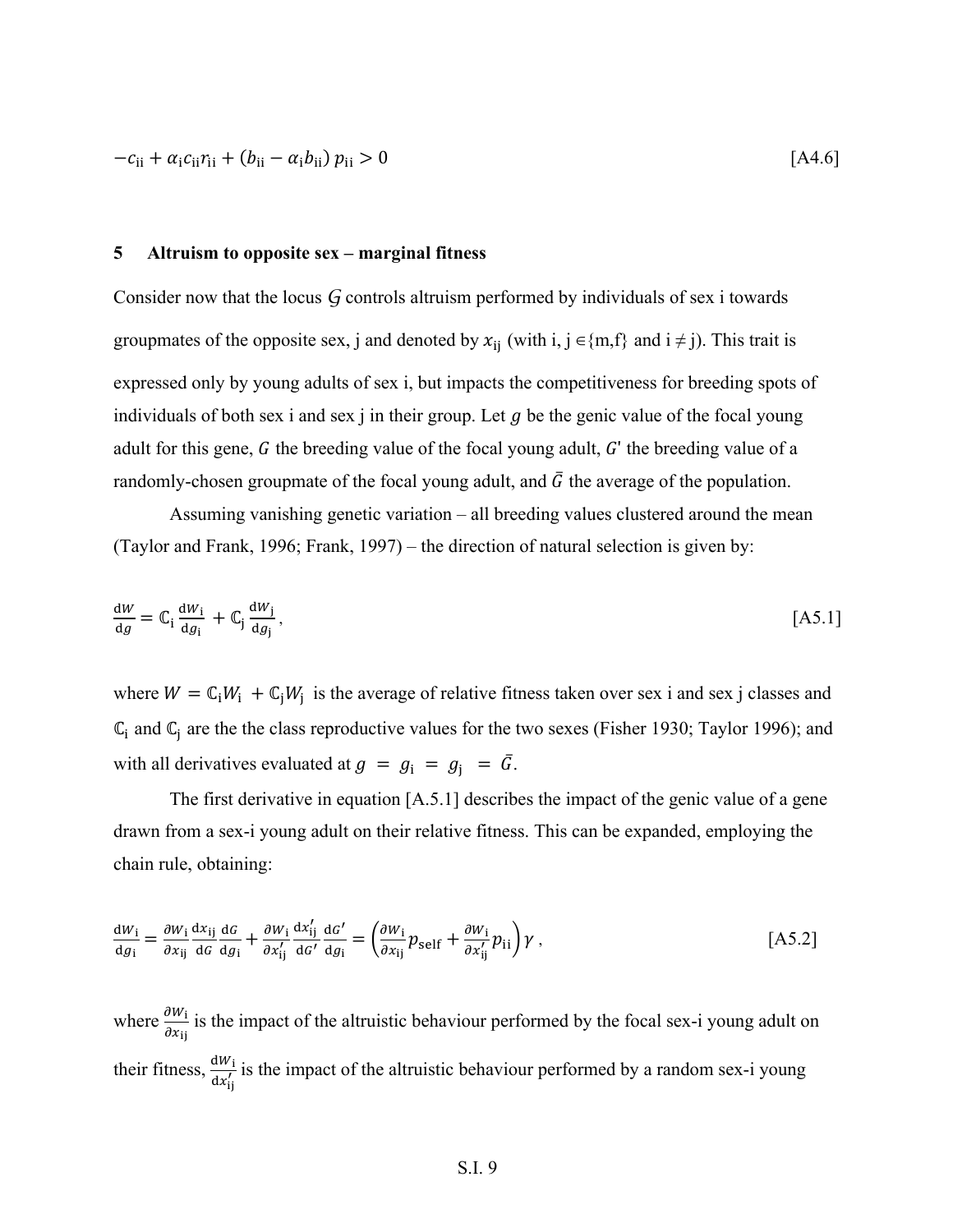$$-c_{\mathrm{ii}} + \alpha_{\mathrm{i}} c_{\mathrm{ii}} r_{\mathrm{ii}} + (b_{\mathrm{ii}} - \alpha_{\mathrm{i}} b_{\mathrm{ii}})\, p_{\mathrm{ii}} > 0 \qquad \text{[A4.6]}$$

## 5 Altruism to opposite sex – marginal fitness

Consider now that the locus $\mathcal{G}$ controls altruism performed by individuals of sex i towards groupmates of the opposite sex, j and denoted by $x_{\mathrm{ij}}$ (with i, j $\in$ {m,f} and i $\neq$ j). This trait is expressed only by young adults of sex i, but impacts the competitiveness for breeding spots of individuals of both sex i and sex j in their group. Let $g$ be the genic value of the focal young adult for this gene, $G$ the breeding value of the focal young adult, $G'$ the breeding value of a randomly-chosen groupmate of the focal young adult, and $\bar{G}$ the average of the population.

Assuming vanishing genetic variation – all breeding values clustered around the mean (Taylor and Frank, 1996; Frank, 1997) – the direction of natural selection is given by:

$$\frac{\mathrm{d}W}{\mathrm{d}g} = \mathbb{C}_{\mathrm{i}} \frac{\mathrm{d}W_{\mathrm{i}}}{\mathrm{d}g_{\mathrm{i}}} + \mathbb{C}_{\mathrm{j}} \frac{\mathrm{d}W_{\mathrm{j}}}{\mathrm{d}g_{\mathrm{j}}}, \qquad \text{[A5.1]}$$

where $W = \mathbb{C}_{\mathrm{i}} W_{\mathrm{i}} + \mathbb{C}_{\mathrm{j}} W_{\mathrm{j}}$ is the average of relative fitness taken over sex i and sex j classes and $\mathbb{C}_{\mathrm{i}}$ and $\mathbb{C}_{\mathrm{j}}$ are the the class reproductive values for the two sexes (Fisher 1930; Taylor 1996); and with all derivatives evaluated at $g = g_{\mathrm{i}} = g_{\mathrm{j}} = \bar{G}$.

The first derivative in equation [A.5.1] describes the impact of the genic value of a gene drawn from a sex-i young adult on their relative fitness. This can be expanded, employing the chain rule, obtaining:

$$\frac{\mathrm{d}W_{\mathrm{i}}}{\mathrm{d}g_{\mathrm{i}}} = \frac{\partial W_{\mathrm{i}}}{\partial x_{\mathrm{ij}}} \frac{\mathrm{d}x_{\mathrm{ij}}}{\mathrm{d}G} \frac{\mathrm{d}G}{\mathrm{d}g_{\mathrm{i}}} + \frac{\partial W_{\mathrm{i}}}{\partial x'_{\mathrm{ij}}} \frac{\mathrm{d}x'_{\mathrm{ij}}}{\mathrm{d}G'} \frac{\mathrm{d}G'}{\mathrm{d}g_{\mathrm{i}}} = \left( \frac{\partial W_{\mathrm{i}}}{\partial x_{\mathrm{ij}}} p_{\mathrm{self}} + \frac{\partial W_{\mathrm{i}}}{\partial x'_{\mathrm{ij}}} p_{\mathrm{ii}} \right) \gamma\,, \qquad \text{[A5.2]}$$

where $\frac{\partial W_{\mathrm{i}}}{\partial x_{\mathrm{ij}}}$ is the impact of the altruistic behaviour performed by the focal sex-i young adult on their fitness, $\frac{\mathrm{d}W_{\mathrm{i}}}{\mathrm{d}x'_{\mathrm{ij}}}$ is the impact of the altruistic behaviour performed by a random sex-i young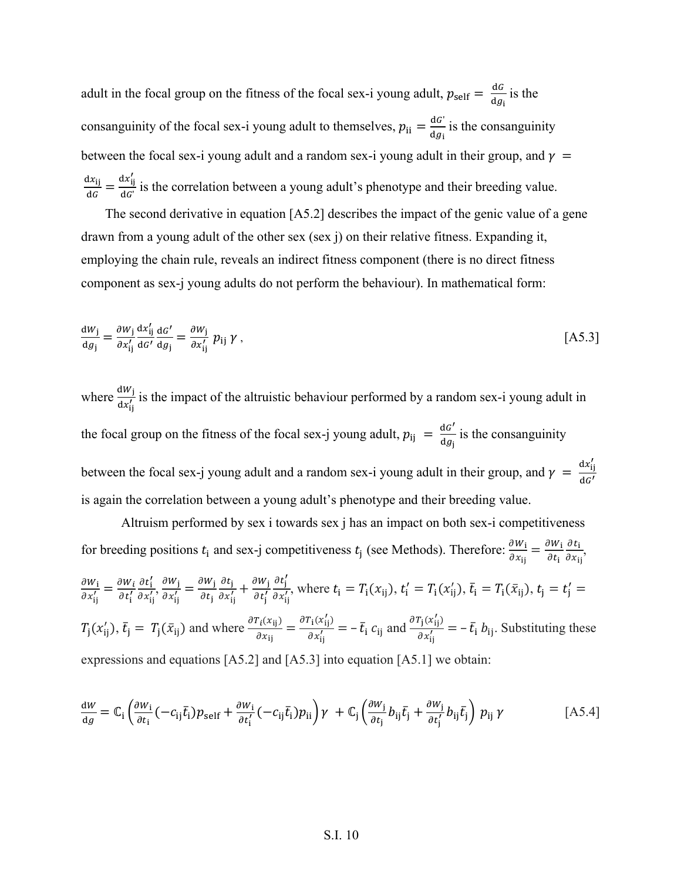adult in the focal group on the fitness of the focal sex-i young adult, $p_{\text{self}} = \frac{\mathrm{d}G}{\mathrm{d}g_{\text{i}}}$ is the consanguinity of the focal sex-i young adult to themselves, $p_{\text{ii}} = \frac{\mathrm{d}G'}{\mathrm{d}g_{\text{i}}}$ is the consanguinity between the focal sex-i young adult and a random sex-i young adult in their group, and $\gamma = \frac{\mathrm{d}x_{\text{ij}}}{\mathrm{d}G} = \frac{\mathrm{d}x'_{\text{ij}}}{\mathrm{d}G'}$ is the correlation between a young adult's phenotype and their breeding value.

The second derivative in equation [A5.2] describes the impact of the genic value of a gene drawn from a young adult of the other sex (sex j) on their relative fitness. Expanding it, employing the chain rule, reveals an indirect fitness component (there is no direct fitness component as sex-j young adults do not perform the behaviour). In mathematical form:

$$\frac{\mathrm{d}W_{\text{j}}}{\mathrm{d}g_{\text{j}}} = \frac{\partial W_{\text{j}}}{\partial x'_{\text{ij}}} \frac{\mathrm{d}x'_{\text{ij}}}{\mathrm{d}G'} \frac{\mathrm{d}G'}{\mathrm{d}g_{\text{j}}} = \frac{\partial W_{\text{j}}}{\partial x'_{\text{ij}}}\, p_{\text{ij}}\, \gamma\,, \qquad \text{[A5.3]}$$

where $\frac{\mathrm{d}W_{\text{j}}}{\mathrm{d}x'_{\text{ij}}}$ is the impact of the altruistic behaviour performed by a random sex-i young adult in the focal group on the fitness of the focal sex-j young adult, $p_{\text{ij}} = \frac{\mathrm{d}G'}{\mathrm{d}g_{\text{j}}}$ is the consanguinity between the focal sex-j young adult and a random sex-i young adult in their group, and $\gamma = \frac{\mathrm{d}x'_{\text{ij}}}{\mathrm{d}G'}$ is again the correlation between a young adult's phenotype and their breeding value.

Altruism performed by sex i towards sex j has an impact on both sex-i competitiveness for breeding positions $t_{\text{i}}$ and sex-j competitiveness $t_{\text{j}}$ (see Methods). Therefore: $\frac{\partial W_{\text{i}}}{\partial x_{\text{ij}}} = \frac{\partial W_{\text{i}}}{\partial t_{\text{i}}} \frac{\partial t_{\text{i}}}{\partial x_{\text{ij}}}$, $\frac{\partial W_{\text{i}}}{\partial x'_{\text{ij}}} = \frac{\partial W_{i}}{\partial t'_{\text{i}}} \frac{\partial t'_{\text{i}}}{\partial x'_{\text{ij}}}$, $\frac{\partial W_{\text{j}}}{\partial x'_{\text{ij}}} = \frac{\partial W_{\text{j}}}{\partial t_{\text{j}}} \frac{\partial t_{\text{j}}}{\partial x'_{\text{ij}}} + \frac{\partial W_{\text{j}}}{\partial t'_{\text{j}}} \frac{\partial t'_{\text{j}}}{\partial x'_{\text{ij}}}$, where $t_{\text{i}} = T_{\text{i}}(x_{\text{ij}})$, $t'_{\text{i}} = T_{\text{i}}(x'_{\text{ij}})$, $\bar{t}_{\text{i}} = T_{\text{i}}(\bar{x}_{\text{ij}})$, $t_{\text{j}} = t'_{\text{j}} = T_{\text{j}}(x'_{\text{ij}})$, $\bar{t}_{\text{j}} = T_{\text{j}}(\bar{x}_{\text{ij}})$ and where $\frac{\partial T_{i}(x_{\text{ij}})}{\partial x_{\text{ij}}} = \frac{\partial T_{\text{i}}(x'_{\text{ij}})}{\partial x'_{\text{ij}}} = -\bar{t}_{\text{i}}\, c_{\text{ij}}$ and $\frac{\partial T_{\text{j}}(x'_{\text{ij}})}{\partial x'_{\text{ij}}} = -\bar{t}_{\text{i}}\, b_{\text{ij}}$. Substituting these expressions and equations [A5.2] and [A5.3] into equation [A5.1] we obtain:

$$\frac{\mathrm{d}W}{\mathrm{d}g} = \mathbb{C}_{\text{i}}\left(\frac{\partial W_{\text{i}}}{\partial t_{\text{i}}}(-c_{\text{ij}}\bar{t}_{\text{i}})p_{\text{self}} + \frac{\partial W_{\text{i}}}{\partial t'_{\text{i}}}(-c_{\text{ij}}\bar{t}_{\text{i}})p_{\text{ii}}\right)\gamma \; + \mathbb{C}_{\text{j}}\left(\frac{\partial W_{\text{j}}}{\partial t_{\text{j}}} b_{\text{ij}}\bar{t}_{\text{j}} + \frac{\partial W_{\text{j}}}{\partial t'_{\text{j}}} b_{\text{ij}}\bar{t}_{\text{j}}\right) p_{\text{ij}}\, \gamma \qquad \text{[A5.4]}$$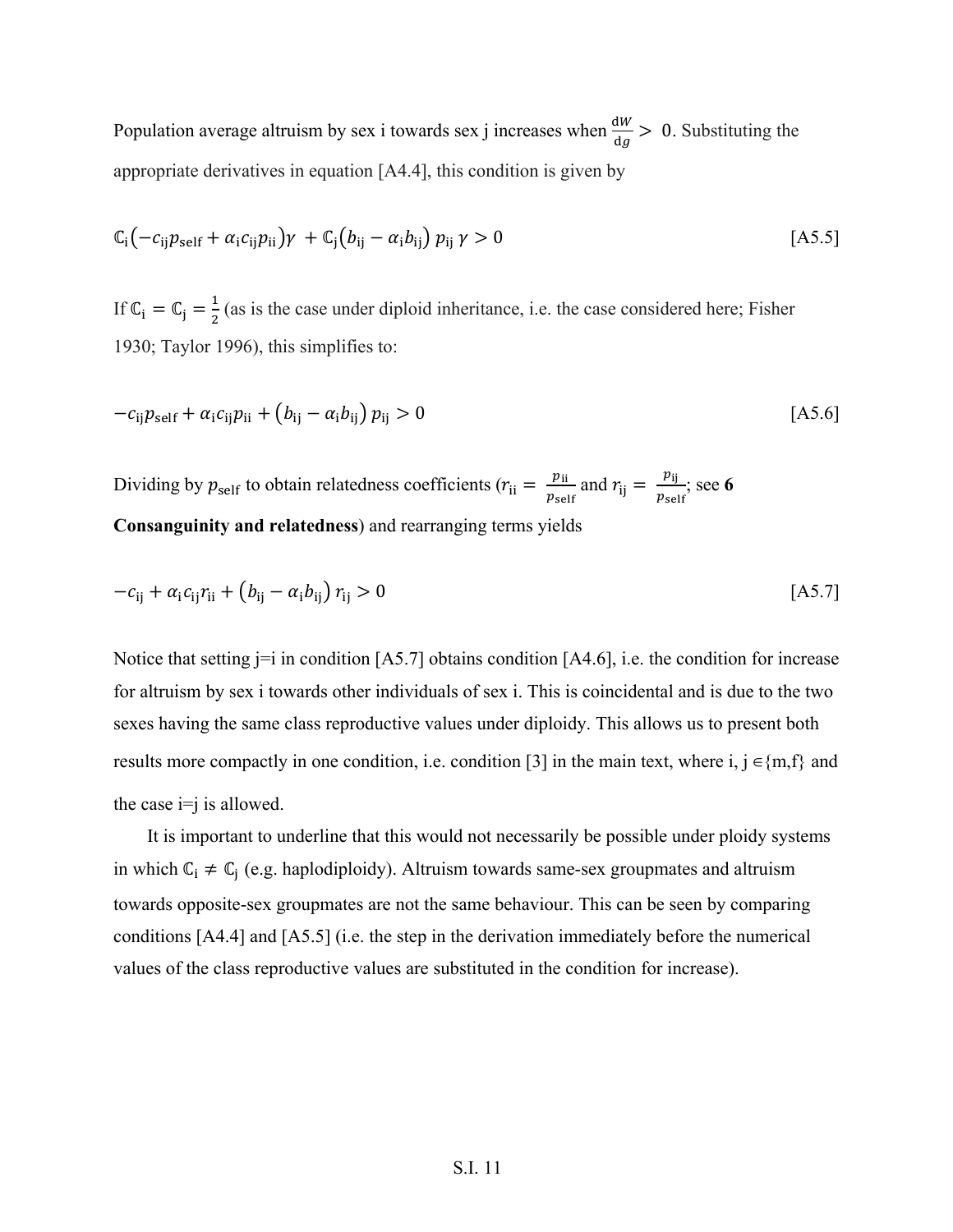Population average altruism by sex i towards sex j increases when $\frac{\mathrm{d}W}{\mathrm{d}g} > 0$. Substituting the appropriate derivatives in equation [A4.4], this condition is given by

$$\mathbb{C}_{\mathrm{i}}\left(-c_{\mathrm{ij}}p_{\mathrm{self}} + \alpha_{\mathrm{i}}c_{\mathrm{ij}}p_{\mathrm{ii}}\right)\gamma \; + \mathbb{C}_{\mathrm{j}}\left(b_{\mathrm{ij}} - \alpha_{\mathrm{i}}b_{\mathrm{ij}}\right)p_{\mathrm{ij}}\,\gamma > 0 \qquad \text{[A5.5]}$$

If $\mathbb{C}_{\mathrm{i}} = \mathbb{C}_{\mathrm{j}} = \frac{1}{2}$ (as is the case under diploid inheritance, i.e. the case considered here; Fisher 1930; Taylor 1996), this simplifies to:

$$-c_{\mathrm{ij}}p_{\mathrm{self}} + \alpha_{\mathrm{i}}c_{\mathrm{ij}}p_{\mathrm{ii}} + \left(b_{\mathrm{ij}} - \alpha_{\mathrm{i}}b_{\mathrm{ij}}\right)p_{\mathrm{ij}} > 0 \qquad \text{[A5.6]}$$

Dividing by $p_{\mathrm{self}}$ to obtain relatedness coefficients ($r_{\mathrm{ii}} = \frac{p_{\mathrm{ii}}}{p_{\mathrm{self}}}$ and $r_{\mathrm{ij}} = \frac{p_{\mathrm{ij}}}{p_{\mathrm{self}}}$; see **6 Consanguinity and relatedness**) and rearranging terms yields

$$-c_{\mathrm{ij}} + \alpha_{\mathrm{i}}c_{\mathrm{ij}}r_{\mathrm{ii}} + \left(b_{\mathrm{ij}} - \alpha_{\mathrm{i}}b_{\mathrm{ij}}\right)r_{\mathrm{ij}} > 0 \qquad \text{[A5.7]}$$

Notice that setting j=i in condition [A5.7] obtains condition [A4.6], i.e. the condition for increase for altruism by sex i towards other individuals of sex i. This is coincidental and is due to the two sexes having the same class reproductive values under diploidy. This allows us to present both results more compactly in one condition, i.e. condition [3] in the main text, where i, j $\in$ {m,f} and the case i=j is allowed.

It is important to underline that this would not necessarily be possible under ploidy systems in which $\mathbb{C}_{\mathrm{i}} \neq \mathbb{C}_{\mathrm{j}}$ (e.g. haplodiploidy). Altruism towards same-sex groupmates and altruism towards opposite-sex groupmates are not the same behaviour. This can be seen by comparing conditions [A4.4] and [A5.5] (i.e. the step in the derivation immediately before the numerical values of the class reproductive values are substituted in the condition for increase).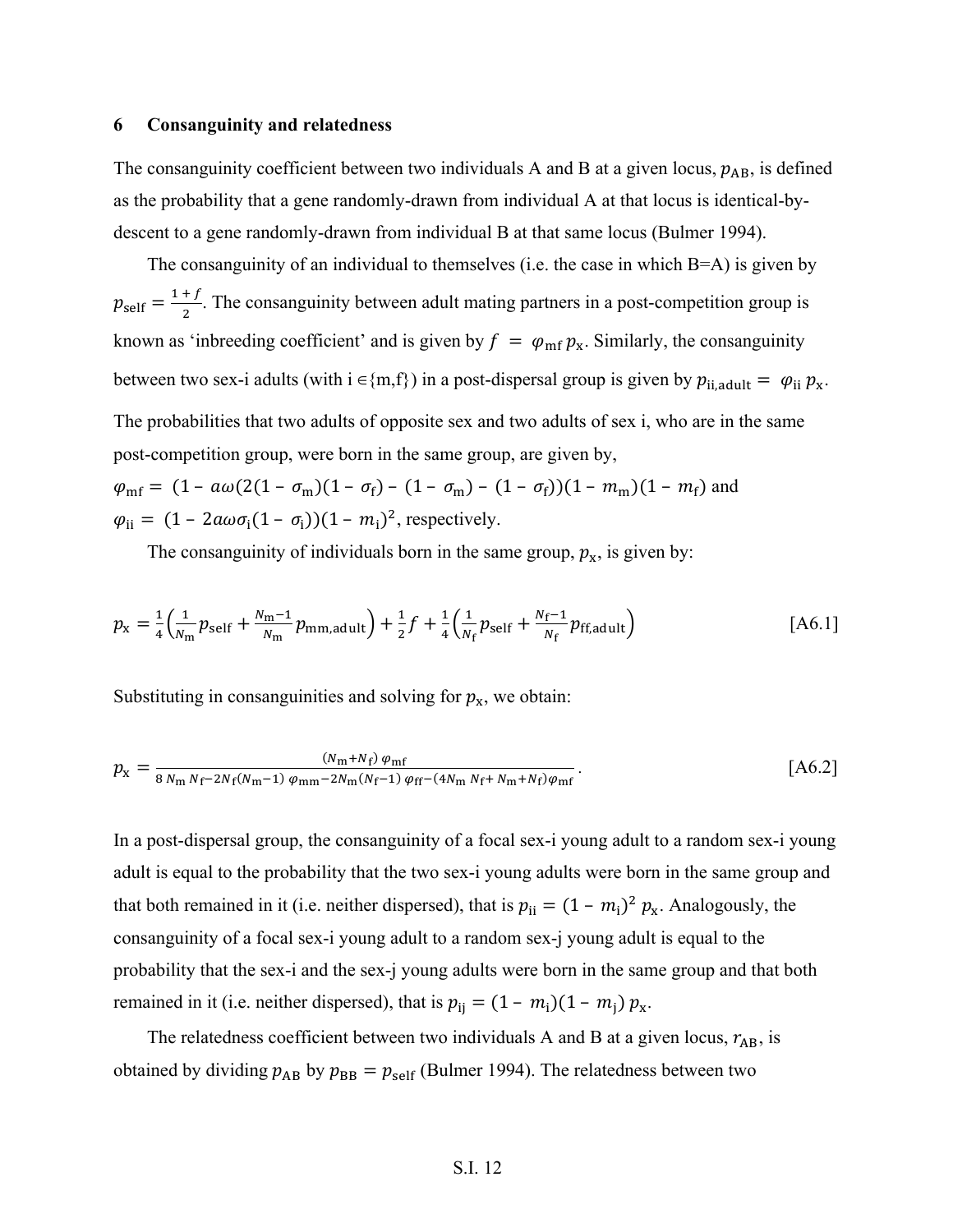## 6 Consanguinity and relatedness

The consanguinity coefficient between two individuals A and B at a given locus, $p_{\mathrm{AB}}$, is defined as the probability that a gene randomly-drawn from individual A at that locus is identical-by-descent to a gene randomly-drawn from individual B at that same locus (Bulmer 1994).

The consanguinity of an individual to themselves (i.e. the case in which B=A) is given by $p_{\mathrm{self}} = \frac{1+f}{2}$. The consanguinity between adult mating partners in a post-competition group is known as 'inbreeding coefficient' and is given by $f = \varphi_{\mathrm{mf}}\, p_{\mathrm{x}}$. Similarly, the consanguinity between two sex-i adults (with i ∈{m,f}) in a post-dispersal group is given by $p_{\mathrm{ii,adult}} = \varphi_{\mathrm{ii}}\, p_{\mathrm{x}}$. The probabilities that two adults of opposite sex and two adults of sex i, who are in the same post-competition group, were born in the same group, are given by, $\varphi_{\mathrm{mf}} = (1 - a\omega(2(1-\sigma_{\mathrm{m}})(1-\sigma_{\mathrm{f}}) - (1-\sigma_{\mathrm{m}}) - (1-\sigma_{\mathrm{f}}))(1-m_{\mathrm{m}})(1-m_{\mathrm{f}})$ and $\varphi_{\mathrm{ii}} = (1 - 2a\omega\sigma_{\mathrm{i}}(1-\sigma_{\mathrm{i}}))(1-m_{\mathrm{i}})^2$, respectively.

The consanguinity of individuals born in the same group, $p_{\mathrm{x}}$, is given by:

$$p_{\mathrm{x}} = \frac{1}{4}\left(\frac{1}{N_{\mathrm{m}}} p_{\mathrm{self}} + \frac{N_{\mathrm{m}}-1}{N_{\mathrm{m}}} p_{\mathrm{mm,adult}}\right) + \frac{1}{2} f + \frac{1}{4}\left(\frac{1}{N_{\mathrm{f}}} p_{\mathrm{self}} + \frac{N_{\mathrm{f}}-1}{N_{\mathrm{f}}} p_{\mathrm{ff,adult}}\right) \qquad \text{[A6.1]}$$

Substituting in consanguinities and solving for $p_{\mathrm{x}}$, we obtain:

$$p_{\mathrm{x}} = \frac{(N_{\mathrm{m}}+N_{\mathrm{f}})\,\varphi_{\mathrm{mf}}}{8\,N_{\mathrm{m}}\,N_{\mathrm{f}} - 2N_{\mathrm{f}}(N_{\mathrm{m}}-1)\,\varphi_{\mathrm{mm}} - 2N_{\mathrm{m}}(N_{\mathrm{f}}-1)\,\varphi_{\mathrm{ff}} - (4N_{\mathrm{m}}\,N_{\mathrm{f}} + N_{\mathrm{m}} + N_{\mathrm{f}})\varphi_{\mathrm{mf}}}. \qquad \text{[A6.2]}$$

In a post-dispersal group, the consanguinity of a focal sex-i young adult to a random sex-i young adult is equal to the probability that the two sex-i young adults were born in the same group and that both remained in it (i.e. neither dispersed), that is $p_{\mathrm{ii}} = (1-m_{\mathrm{i}})^2\, p_{\mathrm{x}}$. Analogously, the consanguinity of a focal sex-i young adult to a random sex-j young adult is equal to the probability that the sex-i and the sex-j young adults were born in the same group and that both remained in it (i.e. neither dispersed), that is $p_{\mathrm{ij}} = (1-m_{\mathrm{i}})(1-m_{\mathrm{j}})\, p_{\mathrm{x}}$.

The relatedness coefficient between two individuals A and B at a given locus, $r_{\mathrm{AB}}$, is obtained by dividing $p_{\mathrm{AB}}$ by $p_{\mathrm{BB}} = p_{\mathrm{self}}$ (Bulmer 1994). The relatedness between two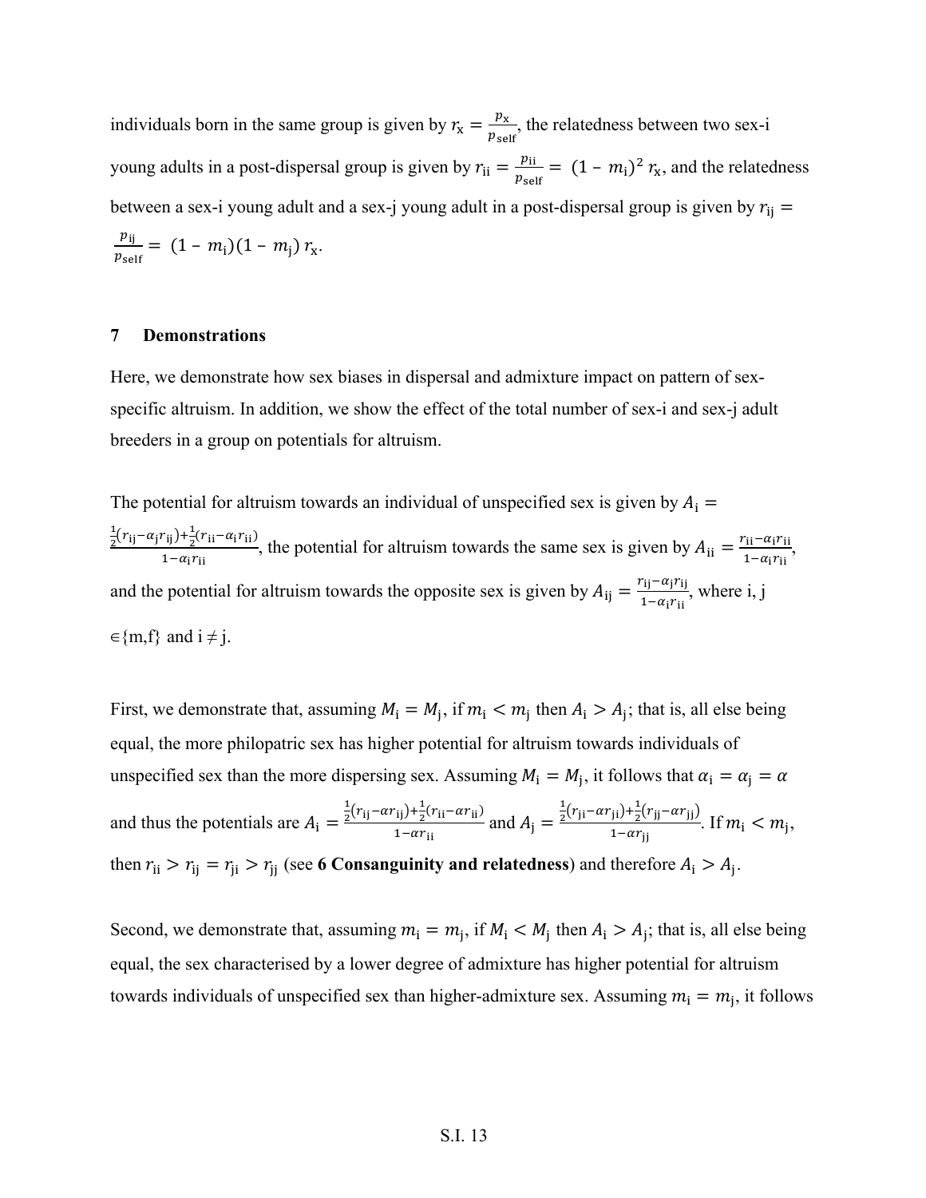individuals born in the same group is given by $r_x = \frac{p_x}{p_{self}}$, the relatedness between two sex-i young adults in a post-dispersal group is given by $r_{ii} = \frac{p_{ii}}{p_{self}} = (1 - m_i)^2\, r_x$, and the relatedness between a sex-i young adult and a sex-j young adult in a post-dispersal group is given by $r_{ij} = \frac{p_{ij}}{p_{self}} = (1 - m_i)(1 - m_j)\, r_x$.

## 7 Demonstrations

Here, we demonstrate how sex biases in dispersal and admixture impact on pattern of sex-specific altruism. In addition, we show the effect of the total number of sex-i and sex-j adult breeders in a group on potentials for altruism.

The potential for altruism towards an individual of unspecified sex is given by $A_i = \frac{\frac{1}{2}(r_{ij} - \alpha_j r_{ij}) + \frac{1}{2}(r_{ii} - \alpha_i r_{ii})}{1 - \alpha_i r_{ii}}$, the potential for altruism towards the same sex is given by $A_{ii} = \frac{r_{ii} - \alpha_i r_{ii}}{1 - \alpha_i r_{ii}}$, and the potential for altruism towards the opposite sex is given by $A_{ij} = \frac{r_{ij} - \alpha_j r_{ij}}{1 - \alpha_i r_{ii}}$, where i, j $\in$ {m,f} and i $\neq$ j.

First, we demonstrate that, assuming $M_i = M_j$, if $m_i < m_j$ then $A_i > A_j$; that is, all else being equal, the more philopatric sex has higher potential for altruism towards individuals of unspecified sex than the more dispersing sex. Assuming $M_i = M_j$, it follows that $\alpha_i = \alpha_j = \alpha$ and thus the potentials are $A_i = \frac{\frac{1}{2}(r_{ij} - \alpha r_{ij}) + \frac{1}{2}(r_{ii} - \alpha r_{ii})}{1 - \alpha r_{ii}}$ and $A_j = \frac{\frac{1}{2}(r_{ji} - \alpha r_{ji}) + \frac{1}{2}(r_{jj} - \alpha r_{jj})}{1 - \alpha r_{jj}}$. If $m_i < m_j$, then $r_{ii} > r_{ij} = r_{ji} > r_{jj}$ (see **6 Consanguinity and relatedness**) and therefore $A_i > A_j$.

Second, we demonstrate that, assuming $m_i = m_j$, if $M_i < M_j$ then $A_i > A_j$; that is, all else being equal, the sex characterised by a lower degree of admixture has higher potential for altruism towards individuals of unspecified sex than higher-admixture sex. Assuming $m_i = m_j$, it follows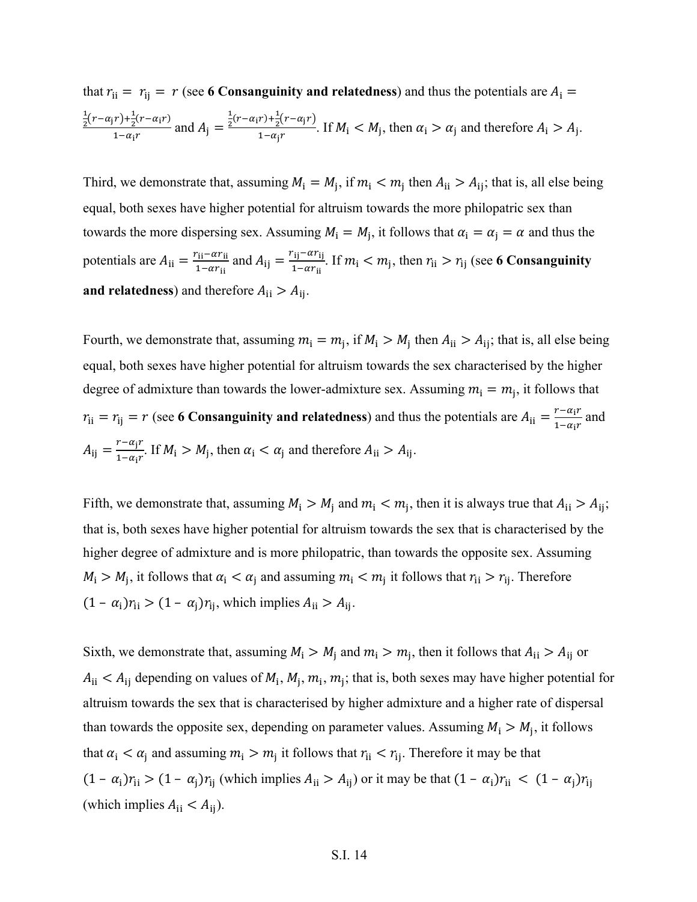that $r_{ii} = r_{ij} = r$ (see **6 Consanguinity and relatedness**) and thus the potentials are $A_i = \frac{\frac{1}{2}(r-\alpha_j r)+\frac{1}{2}(r-\alpha_i r)}{1-\alpha_i r}$ and $A_j = \frac{\frac{1}{2}(r-\alpha_i r)+\frac{1}{2}(r-\alpha_j r)}{1-\alpha_j r}$. If $M_i < M_j$, then $\alpha_i > \alpha_j$ and therefore $A_i > A_j$.

Third, we demonstrate that, assuming $M_i = M_j$, if $m_i < m_j$ then $A_{ii} > A_{ij}$; that is, all else being equal, both sexes have higher potential for altruism towards the more philopatric sex than towards the more dispersing sex. Assuming $M_i = M_j$, it follows that $\alpha_i = \alpha_j = \alpha$ and thus the potentials are $A_{ii} = \frac{r_{ii}-\alpha r_{ii}}{1-\alpha r_{ii}}$ and $A_{ij} = \frac{r_{ij}-\alpha r_{ij}}{1-\alpha r_{ii}}$. If $m_i < m_j$, then $r_{ii} > r_{ij}$ (see **6 Consanguinity and relatedness**) and therefore $A_{ii} > A_{ij}$.

Fourth, we demonstrate that, assuming $m_i = m_j$, if $M_i > M_j$ then $A_{ii} > A_{ij}$; that is, all else being equal, both sexes have higher potential for altruism towards the sex characterised by the higher degree of admixture than towards the lower-admixture sex. Assuming $m_i = m_j$, it follows that $r_{ii} = r_{ij} = r$ (see **6 Consanguinity and relatedness**) and thus the potentials are $A_{ii} = \frac{r-\alpha_i r}{1-\alpha_i r}$ and $A_{ij} = \frac{r-\alpha_j r}{1-\alpha_i r}$. If $M_i > M_j$, then $\alpha_i < \alpha_j$ and therefore $A_{ii} > A_{ij}$.

Fifth, we demonstrate that, assuming $M_i > M_j$ and $m_i < m_j$, then it is always true that $A_{ii} > A_{ij}$; that is, both sexes have higher potential for altruism towards the sex that is characterised by the higher degree of admixture and is more philopatric, than towards the opposite sex. Assuming $M_i > M_j$, it follows that $\alpha_i < \alpha_j$ and assuming $m_i < m_j$ it follows that $r_{ii} > r_{ij}$. Therefore $(1 - \alpha_i)r_{ii} > (1 - \alpha_j)r_{ij}$, which implies $A_{ii} > A_{ij}$.

Sixth, we demonstrate that, assuming $M_i > M_j$ and $m_i > m_j$, then it follows that $A_{ii} > A_{ij}$ or $A_{ii} < A_{ij}$ depending on values of $M_i$, $M_j$, $m_i$, $m_j$; that is, both sexes may have higher potential for altruism towards the sex that is characterised by higher admixture and a higher rate of dispersal than towards the opposite sex, depending on parameter values. Assuming $M_i > M_j$, it follows that $\alpha_i < \alpha_j$ and assuming $m_i > m_j$ it follows that $r_{ii} < r_{ij}$. Therefore it may be that $(1 - \alpha_i)r_{ii} > (1 - \alpha_j)r_{ij}$ (which implies $A_{ii} > A_{ij}$) or it may be that $(1 - \alpha_i)r_{ii} < (1 - \alpha_j)r_{ij}$ (which implies $A_{ii} < A_{ij}$).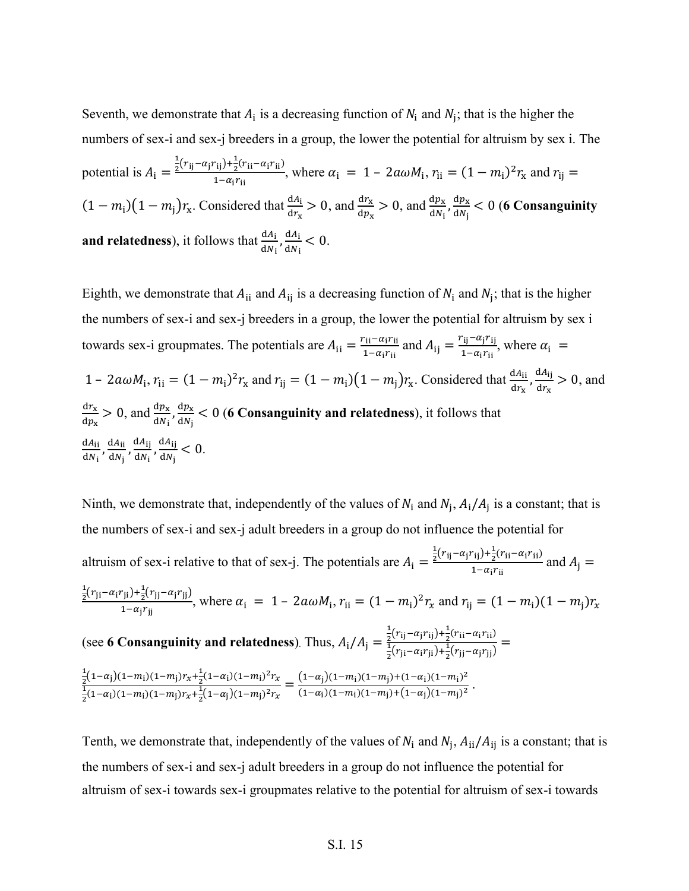Seventh, we demonstrate that $A_\mathrm{i}$ is a decreasing function of $N_\mathrm{i}$ and $N_\mathrm{j}$; that is the higher the numbers of sex-i and sex-j breeders in a group, the lower the potential for altruism by sex i. The potential is $A_\mathrm{i} = \frac{\frac{1}{2}(r_\mathrm{ij} - \alpha_\mathrm{j} r_\mathrm{ij}) + \frac{1}{2}(r_\mathrm{ii} - \alpha_\mathrm{i} r_\mathrm{ii})}{1 - \alpha_\mathrm{i} r_\mathrm{ii}}$, where $\alpha_\mathrm{i} = 1 - 2a\omega M_\mathrm{i}$, $r_\mathrm{ii} = (1 - m_\mathrm{i})^2 r_\mathrm{x}$ and $r_\mathrm{ij} = (1 - m_\mathrm{i})(1 - m_\mathrm{j}) r_\mathrm{x}$. Considered that $\frac{\mathrm{d}A_\mathrm{i}}{\mathrm{d}r_\mathrm{x}} > 0$, and $\frac{\mathrm{d}r_\mathrm{x}}{\mathrm{d}p_\mathrm{x}} > 0$, and $\frac{\mathrm{d}p_\mathrm{x}}{\mathrm{d}N_\mathrm{i}}, \frac{\mathrm{d}p_\mathrm{x}}{\mathrm{d}N_\mathrm{j}} < 0$ (**6 Consanguinity and relatedness**), it follows that $\frac{\mathrm{d}A_\mathrm{i}}{\mathrm{d}N_\mathrm{i}}, \frac{\mathrm{d}A_\mathrm{i}}{\mathrm{d}N_\mathrm{i}} < 0$.

Eighth, we demonstrate that $A_\mathrm{ii}$ and $A_\mathrm{ij}$ is a decreasing function of $N_\mathrm{i}$ and $N_\mathrm{j}$; that is the higher the numbers of sex-i and sex-j breeders in a group, the lower the potential for altruism by sex i towards sex-i groupmates. The potentials are $A_\mathrm{ii} = \frac{r_\mathrm{ii} - \alpha_\mathrm{i} r_\mathrm{ii}}{1 - \alpha_\mathrm{i} r_\mathrm{ii}}$ and $A_\mathrm{ij} = \frac{r_\mathrm{ij} - \alpha_\mathrm{j} r_\mathrm{ij}}{1 - \alpha_\mathrm{i} r_\mathrm{ii}}$, where $\alpha_\mathrm{i} = 1 - 2a\omega M_\mathrm{i}$, $r_\mathrm{ii} = (1 - m_\mathrm{i})^2 r_\mathrm{x}$ and $r_\mathrm{ij} = (1 - m_\mathrm{i})(1 - m_\mathrm{j}) r_\mathrm{x}$. Considered that $\frac{\mathrm{d}A_\mathrm{ii}}{\mathrm{d}r_\mathrm{x}}, \frac{\mathrm{d}A_\mathrm{ij}}{\mathrm{d}r_\mathrm{x}} > 0$, and $\frac{\mathrm{d}r_\mathrm{x}}{\mathrm{d}p_\mathrm{x}} > 0$, and $\frac{\mathrm{d}p_\mathrm{x}}{\mathrm{d}N_\mathrm{i}}, \frac{\mathrm{d}p_\mathrm{x}}{\mathrm{d}N_\mathrm{j}} < 0$ (**6 Consanguinity and relatedness**), it follows that $\frac{\mathrm{d}A_\mathrm{ii}}{\mathrm{d}N_\mathrm{i}}, \frac{\mathrm{d}A_\mathrm{ii}}{\mathrm{d}N_\mathrm{j}}, \frac{\mathrm{d}A_\mathrm{ij}}{\mathrm{d}N_\mathrm{i}}, \frac{\mathrm{d}A_\mathrm{ij}}{\mathrm{d}N_\mathrm{j}} < 0$.

Ninth, we demonstrate that, independently of the values of $N_\mathrm{i}$ and $N_\mathrm{j}$, $A_\mathrm{i}/A_\mathrm{j}$ is a constant; that is the numbers of sex-i and sex-j adult breeders in a group do not influence the potential for altruism of sex-i relative to that of sex-j. The potentials are $A_\mathrm{i} = \frac{\frac{1}{2}(r_\mathrm{ij} - \alpha_\mathrm{j} r_\mathrm{ij}) + \frac{1}{2}(r_\mathrm{ii} - \alpha_\mathrm{i} r_\mathrm{ii})}{1 - \alpha_\mathrm{i} r_\mathrm{ii}}$ and $A_\mathrm{j} = \frac{\frac{1}{2}(r_\mathrm{ji} - \alpha_\mathrm{i} r_\mathrm{ji}) + \frac{1}{2}(r_\mathrm{jj} - \alpha_\mathrm{j} r_\mathrm{jj})}{1 - \alpha_\mathrm{j} r_\mathrm{jj}}$, where $\alpha_\mathrm{i} = 1 - 2a\omega M_\mathrm{i}$, $r_\mathrm{ii} = (1 - m_\mathrm{i})^2 r_x$ and $r_\mathrm{ij} = (1 - m_\mathrm{i})(1 - m_\mathrm{j}) r_x$ (see **6 Consanguinity and relatedness**). Thus, $A_\mathrm{i}/A_\mathrm{j} = \frac{\frac{1}{2}(r_\mathrm{ij} - \alpha_\mathrm{j} r_\mathrm{ij}) + \frac{1}{2}(r_\mathrm{ii} - \alpha_\mathrm{i} r_\mathrm{ii})}{\frac{1}{2}(r_\mathrm{ji} - \alpha_\mathrm{i} r_\mathrm{ji}) + \frac{1}{2}(r_\mathrm{jj} - \alpha_\mathrm{j} r_\mathrm{jj})} = \frac{\frac{1}{2}(1 - \alpha_\mathrm{j})(1 - m_\mathrm{i})(1 - m_\mathrm{j}) r_x + \frac{1}{2}(1 - \alpha_\mathrm{i})(1 - m_\mathrm{i})^2 r_x}{\frac{1}{2}(1 - \alpha_\mathrm{i})(1 - m_\mathrm{i})(1 - m_\mathrm{j}) r_x + \frac{1}{2}(1 - \alpha_\mathrm{j})(1 - m_\mathrm{j})^2 r_x} = \frac{(1 - \alpha_\mathrm{j})(1 - m_\mathrm{i})(1 - m_\mathrm{j}) + (1 - \alpha_\mathrm{i})(1 - m_\mathrm{i})^2}{(1 - \alpha_\mathrm{i})(1 - m_\mathrm{i})(1 - m_\mathrm{j}) + (1 - \alpha_\mathrm{j})(1 - m_\mathrm{j})^2}$.

Tenth, we demonstrate that, independently of the values of $N_\mathrm{i}$ and $N_\mathrm{j}$, $A_\mathrm{ii}/A_\mathrm{ij}$ is a constant; that is the numbers of sex-i and sex-j adult breeders in a group do not influence the potential for altruism of sex-i towards sex-i groupmates relative to the potential for altruism of sex-i towards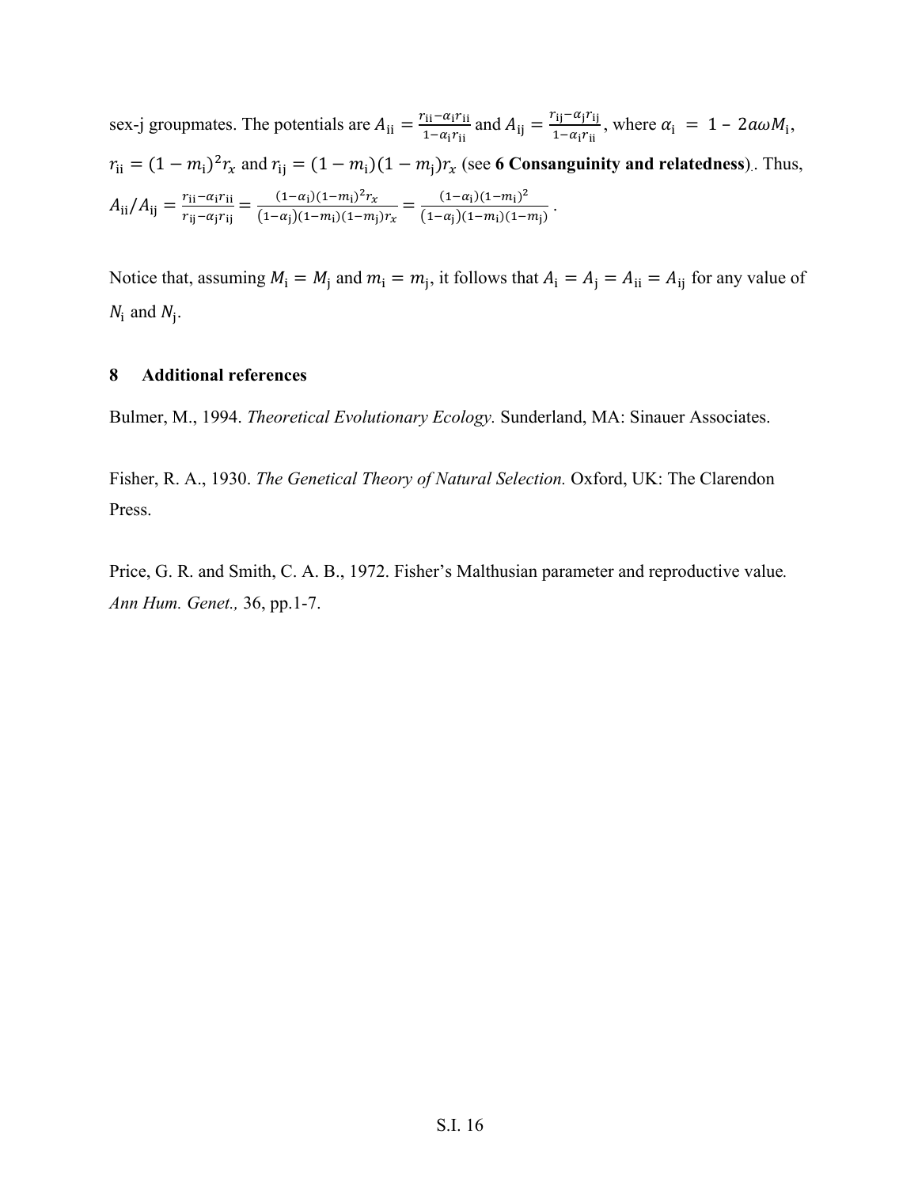sex-j groupmates. The potentials are $A_{\mathrm{ii}} = \frac{r_{\mathrm{ii}} - \alpha_{\mathrm{i}} r_{\mathrm{ii}}}{1 - \alpha_{\mathrm{i}} r_{\mathrm{ii}}}$ and $A_{\mathrm{ij}} = \frac{r_{\mathrm{ij}} - \alpha_{\mathrm{j}} r_{\mathrm{ij}}}{1 - \alpha_{\mathrm{i}} r_{\mathrm{ii}}}$, where $\alpha_{\mathrm{i}} = 1 - 2a\omega M_{\mathrm{i}}$, $r_{\mathrm{ii}} = (1 - m_{\mathrm{i}})^2 r_x$ and $r_{\mathrm{ij}} = (1 - m_{\mathrm{i}})(1 - m_{\mathrm{j}}) r_x$ (see **6 Consanguinity and relatedness**).. Thus, $A_{\mathrm{ii}}/A_{\mathrm{ij}} = \frac{r_{\mathrm{ii}} - \alpha_{\mathrm{i}} r_{\mathrm{ii}}}{r_{\mathrm{ij}} - \alpha_{\mathrm{j}} r_{\mathrm{ij}}} = \frac{(1-\alpha_{\mathrm{i}})(1-m_{\mathrm{i}})^2 r_x}{(1-\alpha_{\mathrm{j}})(1-m_{\mathrm{i}})(1-m_{\mathrm{j}}) r_x} = \frac{(1-\alpha_{\mathrm{i}})(1-m_{\mathrm{i}})^2}{(1-\alpha_{\mathrm{j}})(1-m_{\mathrm{i}})(1-m_{\mathrm{j}})}$.

Notice that, assuming $M_{\mathrm{i}} = M_{\mathrm{j}}$ and $m_{\mathrm{i}} = m_{\mathrm{j}}$, it follows that $A_{\mathrm{i}} = A_{\mathrm{j}} = A_{\mathrm{ii}} = A_{\mathrm{ij}}$ for any value of $N_{\mathrm{i}}$ and $N_{\mathrm{j}}$.

## 8 Additional references

Bulmer, M., 1994. *Theoretical Evolutionary Ecology.* Sunderland, MA: Sinauer Associates.

Fisher, R. A., 1930. *The Genetical Theory of Natural Selection.* Oxford, UK: The Clarendon Press.

Price, G. R. and Smith, C. A. B., 1972. Fisher's Malthusian parameter and reproductive value. *Ann Hum. Genet.,* 36, pp.1-7.